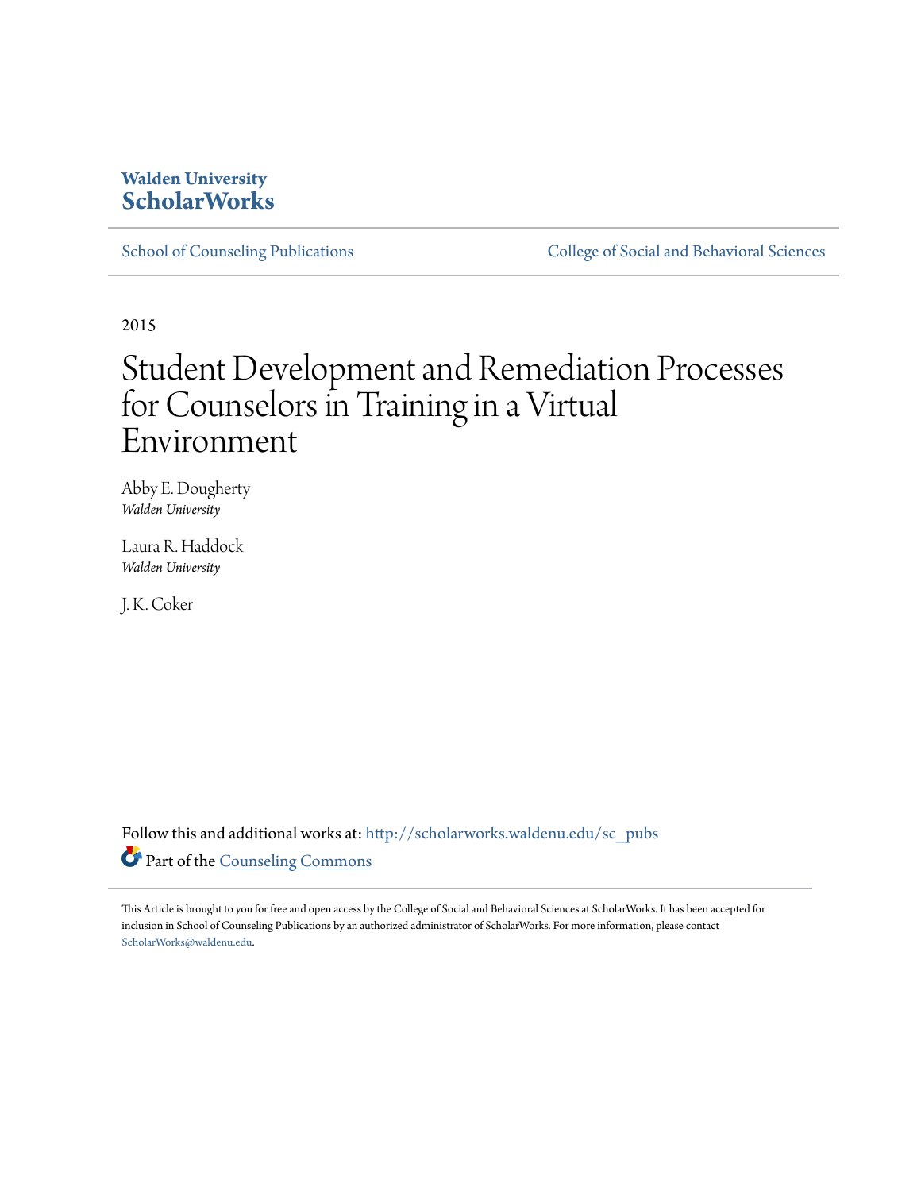Walden University
**ScholarWorks**

School of Counseling Publications | College of Social and Behavioral Sciences

2015

# Student Development and Remediation Processes for Counselors in Training in a Virtual Environment

Abby E. Dougherty
*Walden University*

Laura R. Haddock
*Walden University*

J. K. Coker

Follow this and additional works at: http://scholarworks.waldenu.edu/sc_pubs

Part of the Counseling Commons

This Article is brought to you for free and open access by the College of Social and Behavioral Sciences at ScholarWorks. It has been accepted for inclusion in School of Counseling Publications by an authorized administrator of ScholarWorks. For more information, please contact ScholarWorks@waldenu.edu.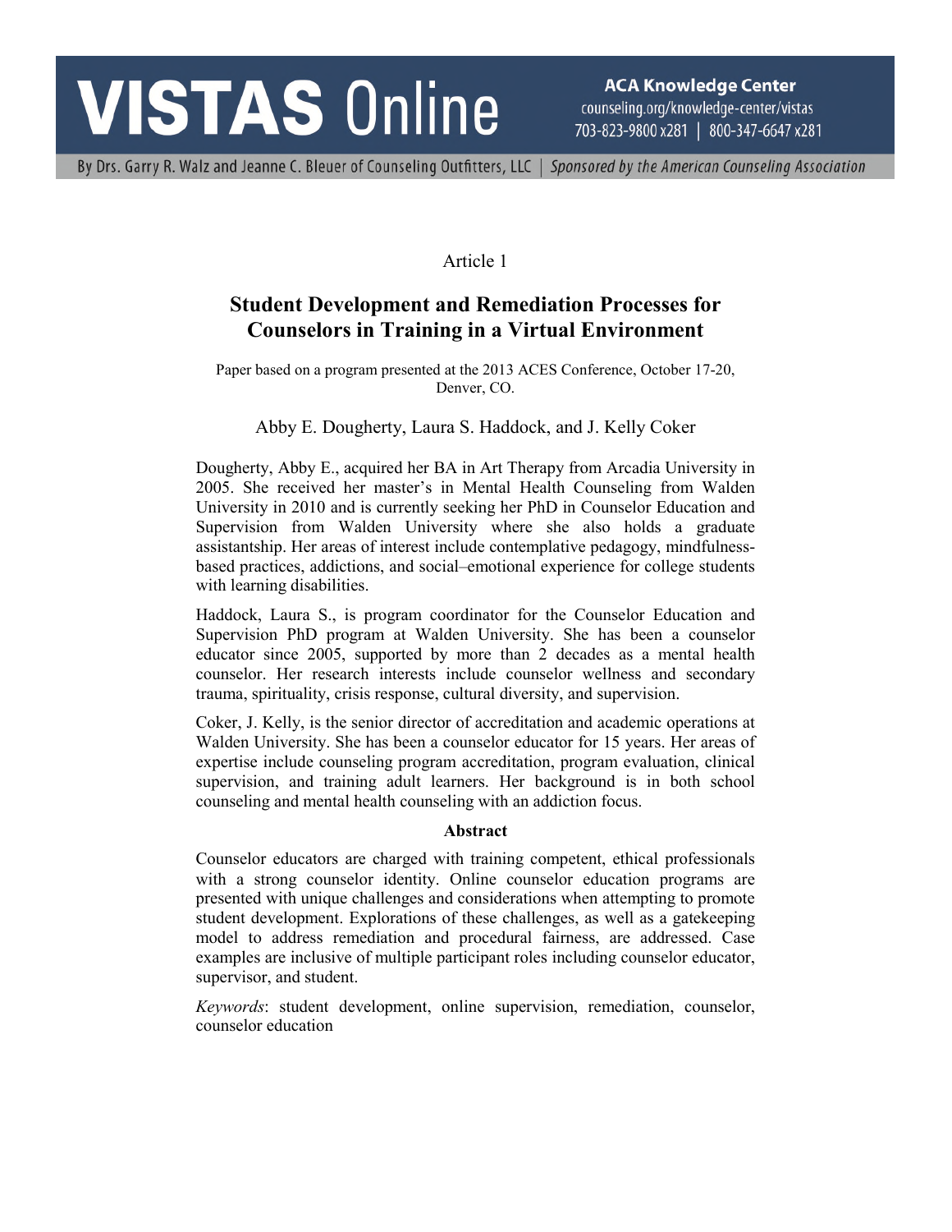Article 1

# Student Development and Remediation Processes for Counselors in Training in a Virtual Environment

Paper based on a program presented at the 2013 ACES Conference, October 17-20, Denver, CO.

Abby E. Dougherty, Laura S. Haddock, and J. Kelly Coker

Dougherty, Abby E., acquired her BA in Art Therapy from Arcadia University in 2005. She received her master's in Mental Health Counseling from Walden University in 2010 and is currently seeking her PhD in Counselor Education and Supervision from Walden University where she also holds a graduate assistantship. Her areas of interest include contemplative pedagogy, mindfulness-based practices, addictions, and social–emotional experience for college students with learning disabilities.

Haddock, Laura S., is program coordinator for the Counselor Education and Supervision PhD program at Walden University. She has been a counselor educator since 2005, supported by more than 2 decades as a mental health counselor. Her research interests include counselor wellness and secondary trauma, spirituality, crisis response, cultural diversity, and supervision.

Coker, J. Kelly, is the senior director of accreditation and academic operations at Walden University. She has been a counselor educator for 15 years. Her areas of expertise include counseling program accreditation, program evaluation, clinical supervision, and training adult learners. Her background is in both school counseling and mental health counseling with an addiction focus.

**Abstract**

Counselor educators are charged with training competent, ethical professionals with a strong counselor identity. Online counselor education programs are presented with unique challenges and considerations when attempting to promote student development. Explorations of these challenges, as well as a gatekeeping model to address remediation and procedural fairness, are addressed. Case examples are inclusive of multiple participant roles including counselor educator, supervisor, and student.

*Keywords*: student development, online supervision, remediation, counselor, counselor education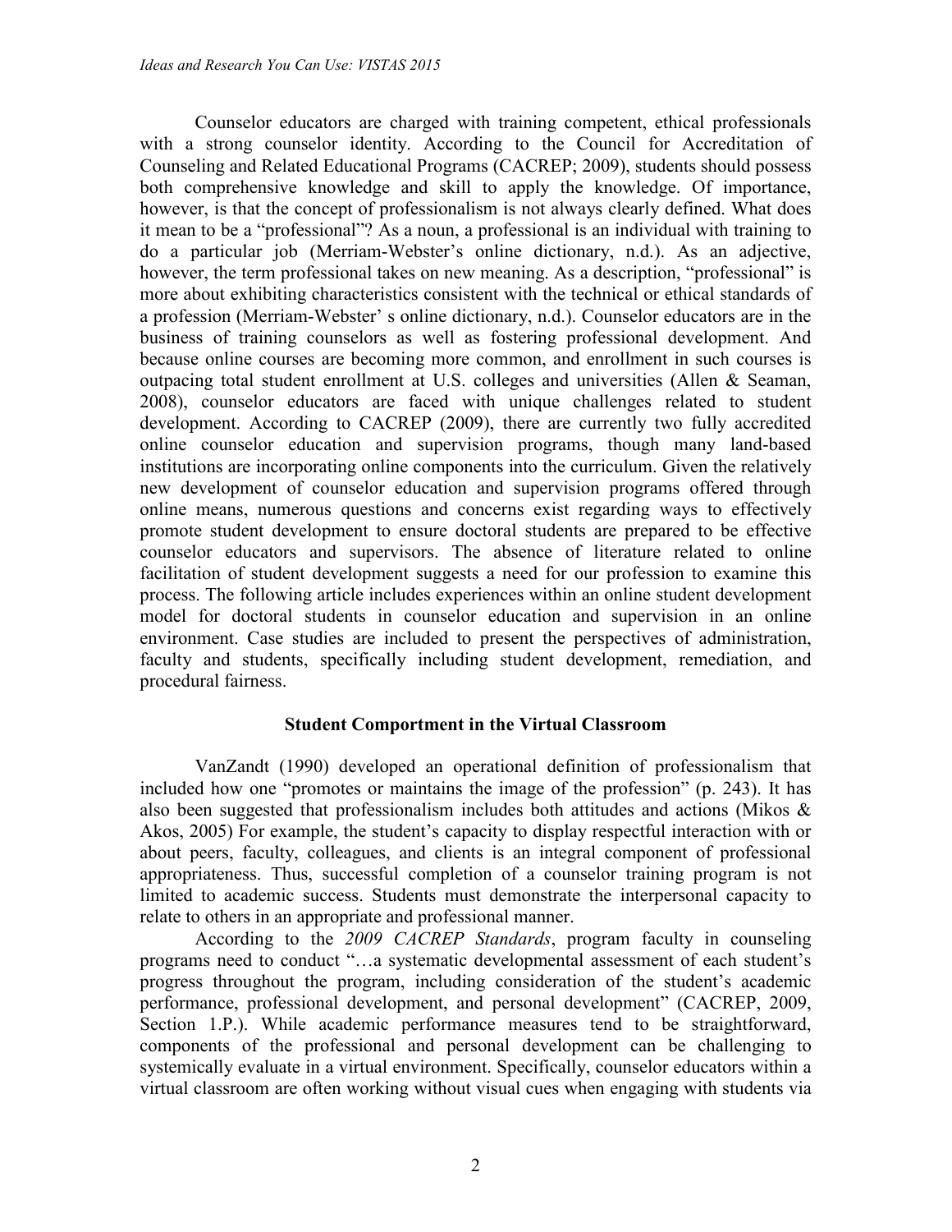Counselor educators are charged with training competent, ethical professionals with a strong counselor identity. According to the Council for Accreditation of Counseling and Related Educational Programs (CACREP; 2009), students should possess both comprehensive knowledge and skill to apply the knowledge. Of importance, however, is that the concept of professionalism is not always clearly defined. What does it mean to be a "professional"? As a noun, a professional is an individual with training to do a particular job (Merriam-Webster's online dictionary, n.d.). As an adjective, however, the term professional takes on new meaning. As a description, "professional" is more about exhibiting characteristics consistent with the technical or ethical standards of a profession (Merriam-Webster' s online dictionary, n.d.). Counselor educators are in the business of training counselors as well as fostering professional development. And because online courses are becoming more common, and enrollment in such courses is outpacing total student enrollment at U.S. colleges and universities (Allen & Seaman, 2008), counselor educators are faced with unique challenges related to student development. According to CACREP (2009), there are currently two fully accredited online counselor education and supervision programs, though many land-based institutions are incorporating online components into the curriculum. Given the relatively new development of counselor education and supervision programs offered through online means, numerous questions and concerns exist regarding ways to effectively promote student development to ensure doctoral students are prepared to be effective counselor educators and supervisors. The absence of literature related to online facilitation of student development suggests a need for our profession to examine this process. The following article includes experiences within an online student development model for doctoral students in counselor education and supervision in an online environment. Case studies are included to present the perspectives of administration, faculty and students, specifically including student development, remediation, and procedural fairness.

## Student Comportment in the Virtual Classroom

VanZandt (1990) developed an operational definition of professionalism that included how one "promotes or maintains the image of the profession" (p. 243). It has also been suggested that professionalism includes both attitudes and actions (Mikos & Akos, 2005) For example, the student's capacity to display respectful interaction with or about peers, faculty, colleagues, and clients is an integral component of professional appropriateness. Thus, successful completion of a counselor training program is not limited to academic success. Students must demonstrate the interpersonal capacity to relate to others in an appropriate and professional manner.

According to the *2009 CACREP Standards*, program faculty in counseling programs need to conduct "…a systematic developmental assessment of each student's progress throughout the program, including consideration of the student's academic performance, professional development, and personal development" (CACREP, 2009, Section 1.P.). While academic performance measures tend to be straightforward, components of the professional and personal development can be challenging to systemically evaluate in a virtual environment. Specifically, counselor educators within a virtual classroom are often working without visual cues when engaging with students via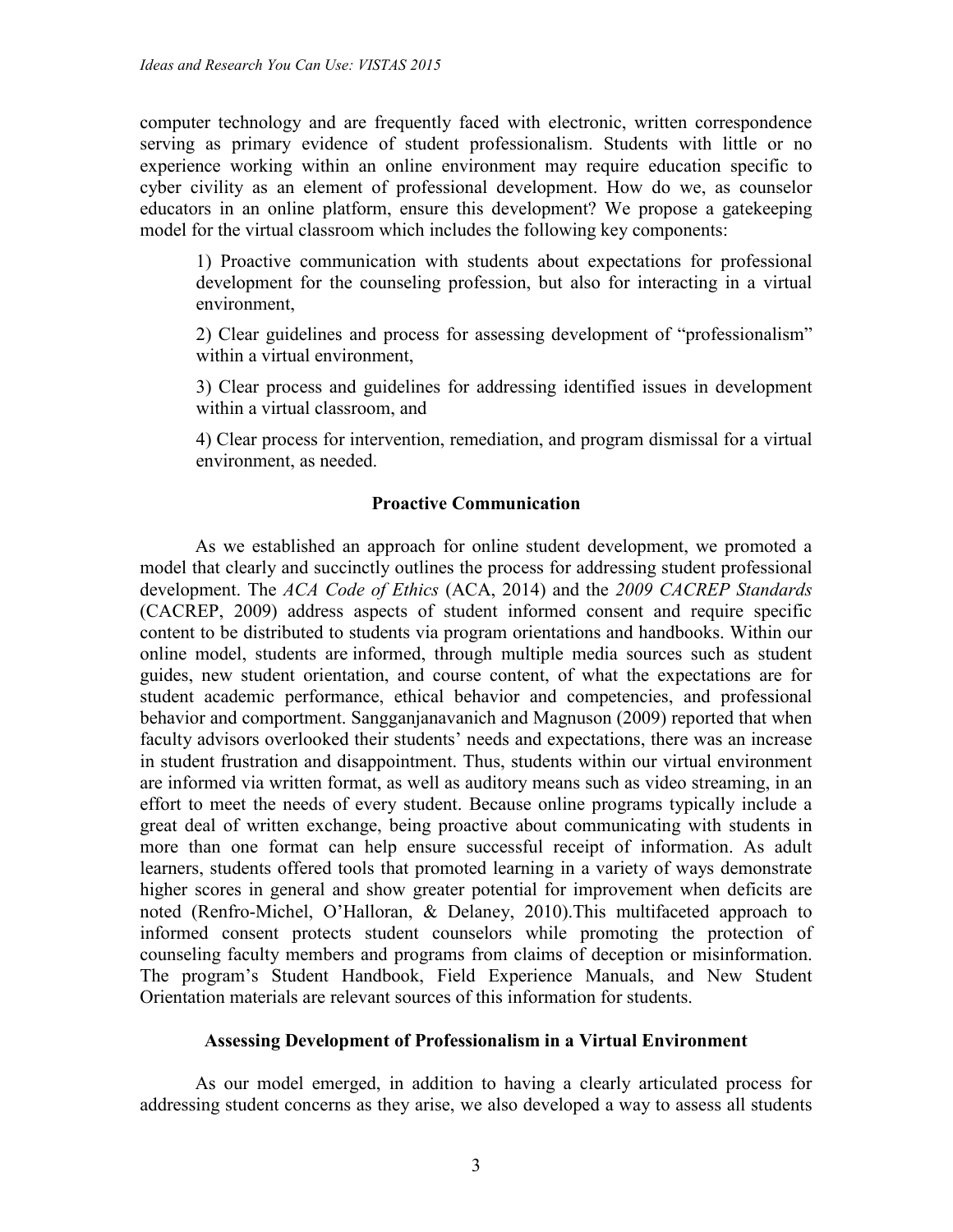computer technology and are frequently faced with electronic, written correspondence serving as primary evidence of student professionalism. Students with little or no experience working within an online environment may require education specific to cyber civility as an element of professional development. How do we, as counselor educators in an online platform, ensure this development? We propose a gatekeeping model for the virtual classroom which includes the following key components:

> 1) Proactive communication with students about expectations for professional development for the counseling profession, but also for interacting in a virtual environment,
>
> 2) Clear guidelines and process for assessing development of "professionalism" within a virtual environment,
>
> 3) Clear process and guidelines for addressing identified issues in development within a virtual classroom, and
>
> 4) Clear process for intervention, remediation, and program dismissal for a virtual environment, as needed.

## Proactive Communication

As we established an approach for online student development, we promoted a model that clearly and succinctly outlines the process for addressing student professional development. The *ACA Code of Ethics* (ACA, 2014) and the *2009 CACREP Standards* (CACREP, 2009) address aspects of student informed consent and require specific content to be distributed to students via program orientations and handbooks. Within our online model, students are informed, through multiple media sources such as student guides, new student orientation, and course content, of what the expectations are for student academic performance, ethical behavior and competencies, and professional behavior and comportment. Sangganjanavanich and Magnuson (2009) reported that when faculty advisors overlooked their students' needs and expectations, there was an increase in student frustration and disappointment. Thus, students within our virtual environment are informed via written format, as well as auditory means such as video streaming, in an effort to meet the needs of every student. Because online programs typically include a great deal of written exchange, being proactive about communicating with students in more than one format can help ensure successful receipt of information. As adult learners, students offered tools that promoted learning in a variety of ways demonstrate higher scores in general and show greater potential for improvement when deficits are noted (Renfro-Michel, O'Halloran, & Delaney, 2010).This multifaceted approach to informed consent protects student counselors while promoting the protection of counseling faculty members and programs from claims of deception or misinformation. The program's Student Handbook, Field Experience Manuals, and New Student Orientation materials are relevant sources of this information for students.

## Assessing Development of Professionalism in a Virtual Environment

As our model emerged, in addition to having a clearly articulated process for addressing student concerns as they arise, we also developed a way to assess all students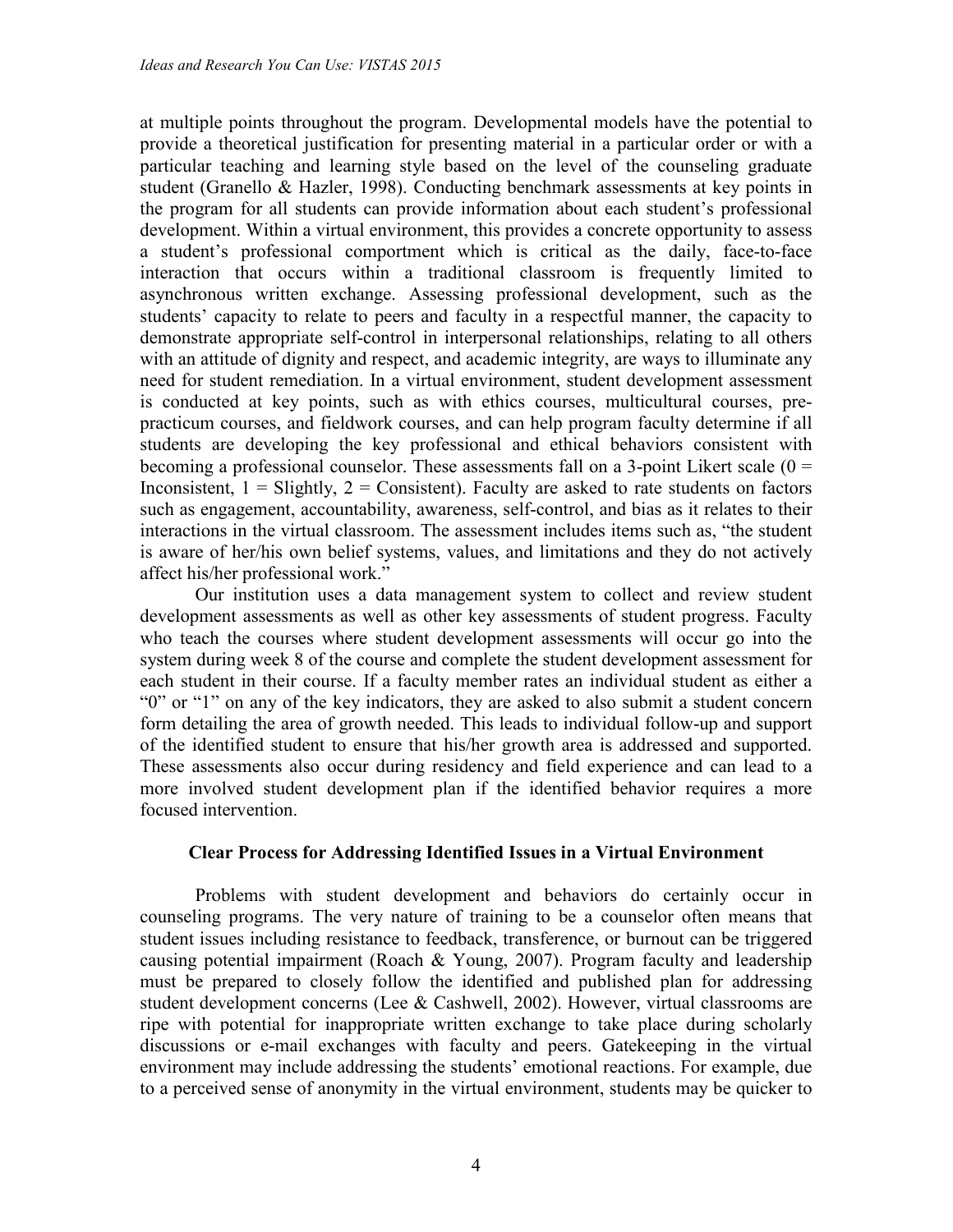at multiple points throughout the program. Developmental models have the potential to provide a theoretical justification for presenting material in a particular order or with a particular teaching and learning style based on the level of the counseling graduate student (Granello & Hazler, 1998). Conducting benchmark assessments at key points in the program for all students can provide information about each student's professional development. Within a virtual environment, this provides a concrete opportunity to assess a student's professional comportment which is critical as the daily, face-to-face interaction that occurs within a traditional classroom is frequently limited to asynchronous written exchange. Assessing professional development, such as the students' capacity to relate to peers and faculty in a respectful manner, the capacity to demonstrate appropriate self-control in interpersonal relationships, relating to all others with an attitude of dignity and respect, and academic integrity, are ways to illuminate any need for student remediation. In a virtual environment, student development assessment is conducted at key points, such as with ethics courses, multicultural courses, pre-practicum courses, and fieldwork courses, and can help program faculty determine if all students are developing the key professional and ethical behaviors consistent with becoming a professional counselor. These assessments fall on a 3-point Likert scale (0 = Inconsistent, 1 = Slightly, 2 = Consistent). Faculty are asked to rate students on factors such as engagement, accountability, awareness, self-control, and bias as it relates to their interactions in the virtual classroom. The assessment includes items such as, "the student is aware of her/his own belief systems, values, and limitations and they do not actively affect his/her professional work."

Our institution uses a data management system to collect and review student development assessments as well as other key assessments of student progress. Faculty who teach the courses where student development assessments will occur go into the system during week 8 of the course and complete the student development assessment for each student in their course. If a faculty member rates an individual student as either a "0" or "1" on any of the key indicators, they are asked to also submit a student concern form detailing the area of growth needed. This leads to individual follow-up and support of the identified student to ensure that his/her growth area is addressed and supported. These assessments also occur during residency and field experience and can lead to a more involved student development plan if the identified behavior requires a more focused intervention.

## Clear Process for Addressing Identified Issues in a Virtual Environment

Problems with student development and behaviors do certainly occur in counseling programs. The very nature of training to be a counselor often means that student issues including resistance to feedback, transference, or burnout can be triggered causing potential impairment (Roach & Young, 2007). Program faculty and leadership must be prepared to closely follow the identified and published plan for addressing student development concerns (Lee & Cashwell, 2002). However, virtual classrooms are ripe with potential for inappropriate written exchange to take place during scholarly discussions or e-mail exchanges with faculty and peers. Gatekeeping in the virtual environment may include addressing the students' emotional reactions. For example, due to a perceived sense of anonymity in the virtual environment, students may be quicker to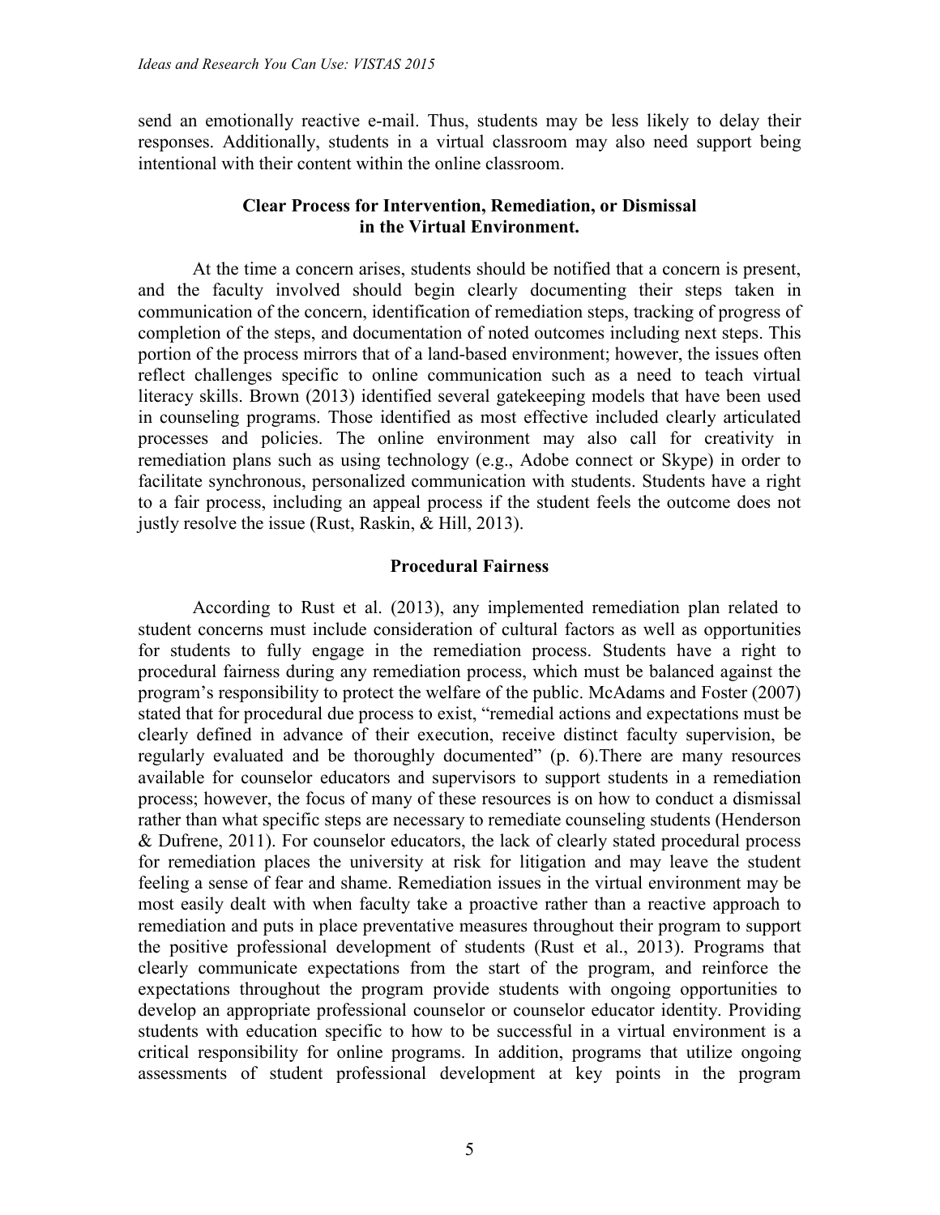send an emotionally reactive e-mail. Thus, students may be less likely to delay their responses. Additionally, students in a virtual classroom may also need support being intentional with their content within the online classroom.

### Clear Process for Intervention, Remediation, or Dismissal in the Virtual Environment.

At the time a concern arises, students should be notified that a concern is present, and the faculty involved should begin clearly documenting their steps taken in communication of the concern, identification of remediation steps, tracking of progress of completion of the steps, and documentation of noted outcomes including next steps. This portion of the process mirrors that of a land-based environment; however, the issues often reflect challenges specific to online communication such as a need to teach virtual literacy skills. Brown (2013) identified several gatekeeping models that have been used in counseling programs. Those identified as most effective included clearly articulated processes and policies. The online environment may also call for creativity in remediation plans such as using technology (e.g., Adobe connect or Skype) in order to facilitate synchronous, personalized communication with students. Students have a right to a fair process, including an appeal process if the student feels the outcome does not justly resolve the issue (Rust, Raskin, & Hill, 2013).

### Procedural Fairness

According to Rust et al. (2013), any implemented remediation plan related to student concerns must include consideration of cultural factors as well as opportunities for students to fully engage in the remediation process. Students have a right to procedural fairness during any remediation process, which must be balanced against the program's responsibility to protect the welfare of the public. McAdams and Foster (2007) stated that for procedural due process to exist, "remedial actions and expectations must be clearly defined in advance of their execution, receive distinct faculty supervision, be regularly evaluated and be thoroughly documented" (p. 6).There are many resources available for counselor educators and supervisors to support students in a remediation process; however, the focus of many of these resources is on how to conduct a dismissal rather than what specific steps are necessary to remediate counseling students (Henderson & Dufrene, 2011). For counselor educators, the lack of clearly stated procedural process for remediation places the university at risk for litigation and may leave the student feeling a sense of fear and shame. Remediation issues in the virtual environment may be most easily dealt with when faculty take a proactive rather than a reactive approach to remediation and puts in place preventative measures throughout their program to support the positive professional development of students (Rust et al., 2013). Programs that clearly communicate expectations from the start of the program, and reinforce the expectations throughout the program provide students with ongoing opportunities to develop an appropriate professional counselor or counselor educator identity. Providing students with education specific to how to be successful in a virtual environment is a critical responsibility for online programs. In addition, programs that utilize ongoing assessments of student professional development at key points in the program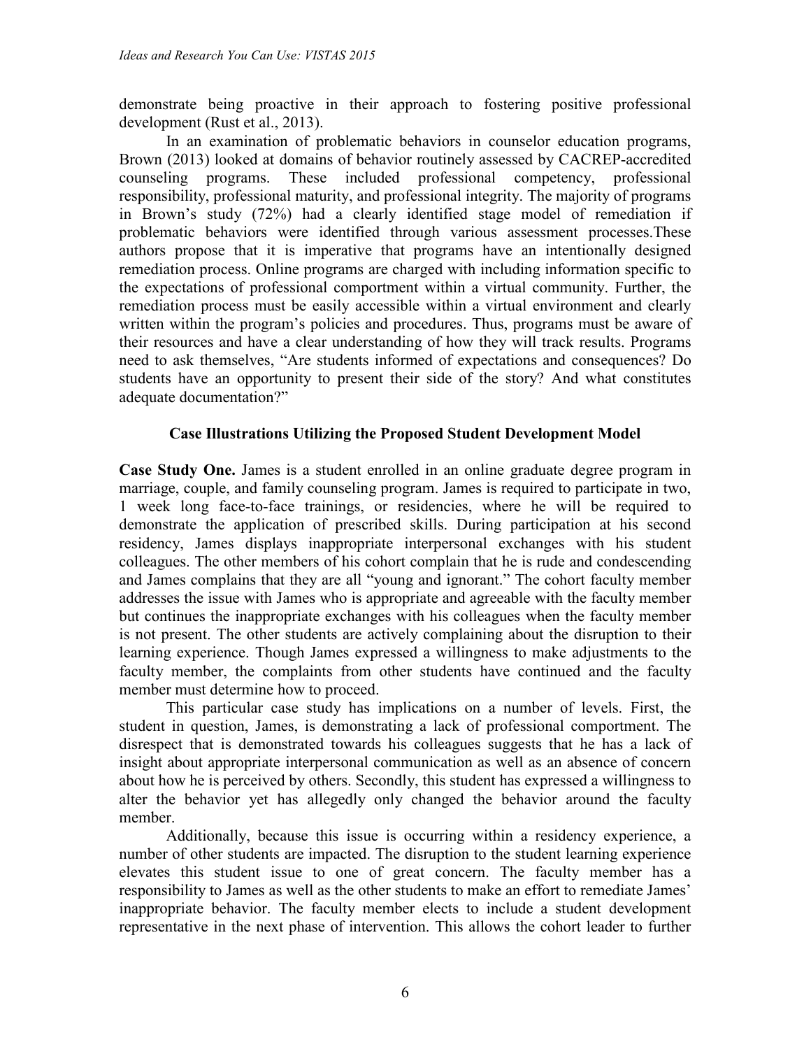demonstrate being proactive in their approach to fostering positive professional development (Rust et al., 2013).

In an examination of problematic behaviors in counselor education programs, Brown (2013) looked at domains of behavior routinely assessed by CACREP-accredited counseling programs. These included professional competency, professional responsibility, professional maturity, and professional integrity. The majority of programs in Brown's study (72%) had a clearly identified stage model of remediation if problematic behaviors were identified through various assessment processes.These authors propose that it is imperative that programs have an intentionally designed remediation process. Online programs are charged with including information specific to the expectations of professional comportment within a virtual community. Further, the remediation process must be easily accessible within a virtual environment and clearly written within the program's policies and procedures. Thus, programs must be aware of their resources and have a clear understanding of how they will track results. Programs need to ask themselves, "Are students informed of expectations and consequences? Do students have an opportunity to present their side of the story? And what constitutes adequate documentation?"

## Case Illustrations Utilizing the Proposed Student Development Model

**Case Study One.** James is a student enrolled in an online graduate degree program in marriage, couple, and family counseling program. James is required to participate in two, 1 week long face-to-face trainings, or residencies, where he will be required to demonstrate the application of prescribed skills. During participation at his second residency, James displays inappropriate interpersonal exchanges with his student colleagues. The other members of his cohort complain that he is rude and condescending and James complains that they are all "young and ignorant." The cohort faculty member addresses the issue with James who is appropriate and agreeable with the faculty member but continues the inappropriate exchanges with his colleagues when the faculty member is not present. The other students are actively complaining about the disruption to their learning experience. Though James expressed a willingness to make adjustments to the faculty member, the complaints from other students have continued and the faculty member must determine how to proceed.

This particular case study has implications on a number of levels. First, the student in question, James, is demonstrating a lack of professional comportment. The disrespect that is demonstrated towards his colleagues suggests that he has a lack of insight about appropriate interpersonal communication as well as an absence of concern about how he is perceived by others. Secondly, this student has expressed a willingness to alter the behavior yet has allegedly only changed the behavior around the faculty member.

Additionally, because this issue is occurring within a residency experience, a number of other students are impacted. The disruption to the student learning experience elevates this student issue to one of great concern. The faculty member has a responsibility to James as well as the other students to make an effort to remediate James' inappropriate behavior. The faculty member elects to include a student development representative in the next phase of intervention. This allows the cohort leader to further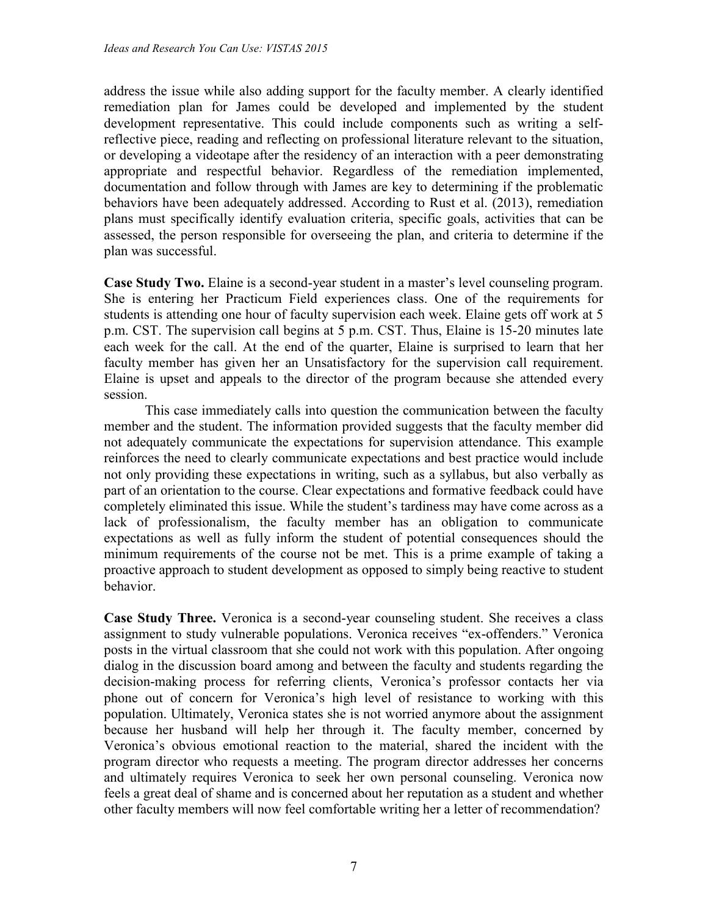address the issue while also adding support for the faculty member. A clearly identified remediation plan for James could be developed and implemented by the student development representative. This could include components such as writing a self-reflective piece, reading and reflecting on professional literature relevant to the situation, or developing a videotape after the residency of an interaction with a peer demonstrating appropriate and respectful behavior. Regardless of the remediation implemented, documentation and follow through with James are key to determining if the problematic behaviors have been adequately addressed. According to Rust et al. (2013), remediation plans must specifically identify evaluation criteria, specific goals, activities that can be assessed, the person responsible for overseeing the plan, and criteria to determine if the plan was successful.

**Case Study Two.** Elaine is a second-year student in a master's level counseling program. She is entering her Practicum Field experiences class. One of the requirements for students is attending one hour of faculty supervision each week. Elaine gets off work at 5 p.m. CST. The supervision call begins at 5 p.m. CST. Thus, Elaine is 15-20 minutes late each week for the call. At the end of the quarter, Elaine is surprised to learn that her faculty member has given her an Unsatisfactory for the supervision call requirement. Elaine is upset and appeals to the director of the program because she attended every session.

This case immediately calls into question the communication between the faculty member and the student. The information provided suggests that the faculty member did not adequately communicate the expectations for supervision attendance. This example reinforces the need to clearly communicate expectations and best practice would include not only providing these expectations in writing, such as a syllabus, but also verbally as part of an orientation to the course. Clear expectations and formative feedback could have completely eliminated this issue. While the student's tardiness may have come across as a lack of professionalism, the faculty member has an obligation to communicate expectations as well as fully inform the student of potential consequences should the minimum requirements of the course not be met. This is a prime example of taking a proactive approach to student development as opposed to simply being reactive to student behavior.

**Case Study Three.** Veronica is a second-year counseling student. She receives a class assignment to study vulnerable populations. Veronica receives "ex-offenders." Veronica posts in the virtual classroom that she could not work with this population. After ongoing dialog in the discussion board among and between the faculty and students regarding the decision-making process for referring clients, Veronica's professor contacts her via phone out of concern for Veronica's high level of resistance to working with this population. Ultimately, Veronica states she is not worried anymore about the assignment because her husband will help her through it. The faculty member, concerned by Veronica's obvious emotional reaction to the material, shared the incident with the program director who requests a meeting. The program director addresses her concerns and ultimately requires Veronica to seek her own personal counseling. Veronica now feels a great deal of shame and is concerned about her reputation as a student and whether other faculty members will now feel comfortable writing her a letter of recommendation?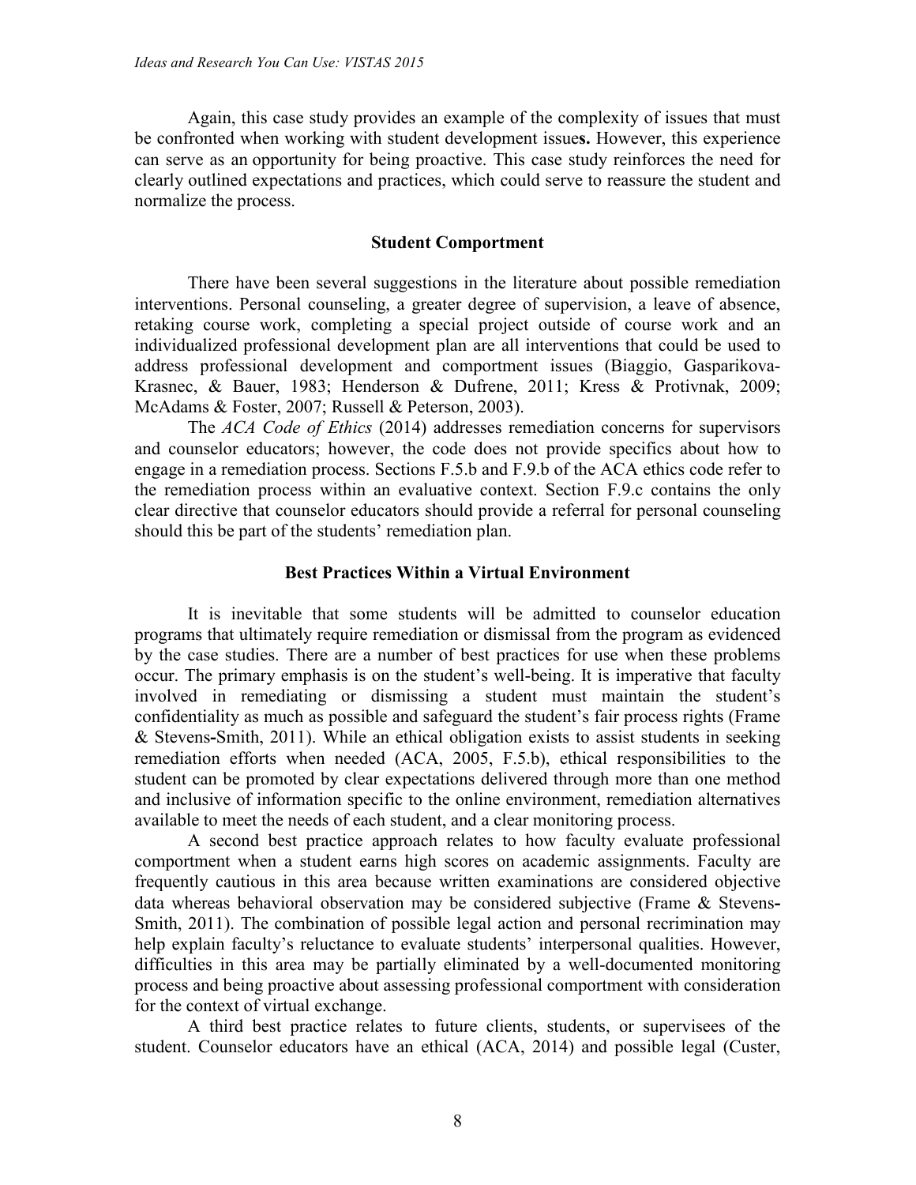Again, this case study provides an example of the complexity of issues that must be confronted when working with student development issues. However, this experience can serve as an opportunity for being proactive. This case study reinforces the need for clearly outlined expectations and practices, which could serve to reassure the student and normalize the process.

### Student Comportment

There have been several suggestions in the literature about possible remediation interventions. Personal counseling, a greater degree of supervision, a leave of absence, retaking course work, completing a special project outside of course work and an individualized professional development plan are all interventions that could be used to address professional development and comportment issues (Biaggio, Gasparikova-Krasnec, & Bauer, 1983; Henderson & Dufrene, 2011; Kress & Protivnak, 2009; McAdams & Foster, 2007; Russell & Peterson, 2003).

The *ACA Code of Ethics* (2014) addresses remediation concerns for supervisors and counselor educators; however, the code does not provide specifics about how to engage in a remediation process. Sections F.5.b and F.9.b of the ACA ethics code refer to the remediation process within an evaluative context. Section F.9.c contains the only clear directive that counselor educators should provide a referral for personal counseling should this be part of the students' remediation plan.

### Best Practices Within a Virtual Environment

It is inevitable that some students will be admitted to counselor education programs that ultimately require remediation or dismissal from the program as evidenced by the case studies. There are a number of best practices for use when these problems occur. The primary emphasis is on the student's well-being. It is imperative that faculty involved in remediating or dismissing a student must maintain the student's confidentiality as much as possible and safeguard the student's fair process rights (Frame & Stevens-Smith, 2011). While an ethical obligation exists to assist students in seeking remediation efforts when needed (ACA, 2005, F.5.b), ethical responsibilities to the student can be promoted by clear expectations delivered through more than one method and inclusive of information specific to the online environment, remediation alternatives available to meet the needs of each student, and a clear monitoring process.

A second best practice approach relates to how faculty evaluate professional comportment when a student earns high scores on academic assignments. Faculty are frequently cautious in this area because written examinations are considered objective data whereas behavioral observation may be considered subjective (Frame & Stevens-Smith, 2011). The combination of possible legal action and personal recrimination may help explain faculty's reluctance to evaluate students' interpersonal qualities. However, difficulties in this area may be partially eliminated by a well-documented monitoring process and being proactive about assessing professional comportment with consideration for the context of virtual exchange.

A third best practice relates to future clients, students, or supervisees of the student. Counselor educators have an ethical (ACA, 2014) and possible legal (Custer,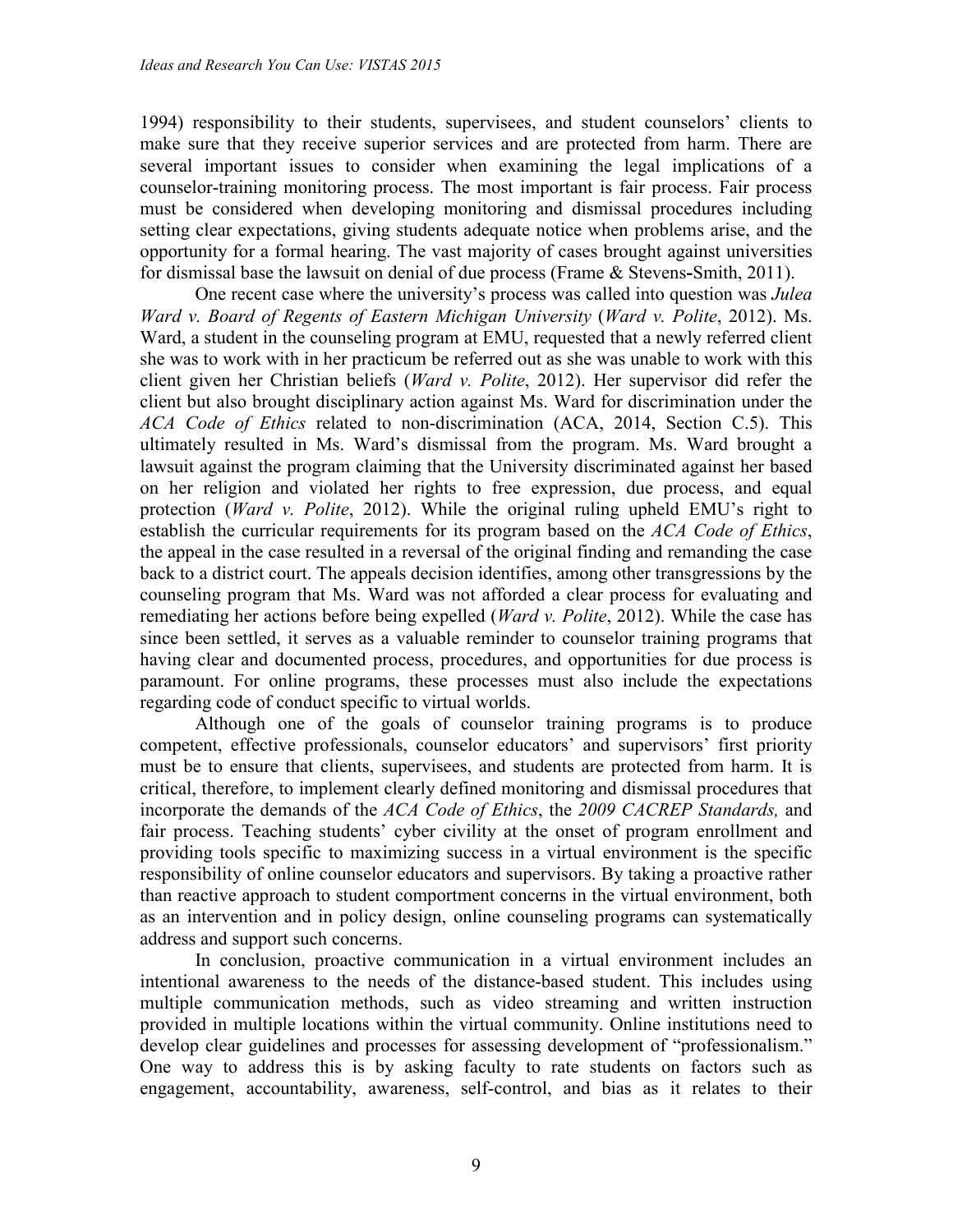1994) responsibility to their students, supervisees, and student counselors' clients to make sure that they receive superior services and are protected from harm. There are several important issues to consider when examining the legal implications of a counselor-training monitoring process. The most important is fair process. Fair process must be considered when developing monitoring and dismissal procedures including setting clear expectations, giving students adequate notice when problems arise, and the opportunity for a formal hearing. The vast majority of cases brought against universities for dismissal base the lawsuit on denial of due process (Frame & Stevens-Smith, 2011).

One recent case where the university's process was called into question was *Julea Ward v. Board of Regents of Eastern Michigan University* (*Ward v. Polite*, 2012). Ms. Ward, a student in the counseling program at EMU, requested that a newly referred client she was to work with in her practicum be referred out as she was unable to work with this client given her Christian beliefs (*Ward v. Polite*, 2012). Her supervisor did refer the client but also brought disciplinary action against Ms. Ward for discrimination under the *ACA Code of Ethics* related to non-discrimination (ACA, 2014, Section C.5). This ultimately resulted in Ms. Ward's dismissal from the program. Ms. Ward brought a lawsuit against the program claiming that the University discriminated against her based on her religion and violated her rights to free expression, due process, and equal protection (*Ward v. Polite*, 2012). While the original ruling upheld EMU's right to establish the curricular requirements for its program based on the *ACA Code of Ethics*, the appeal in the case resulted in a reversal of the original finding and remanding the case back to a district court. The appeals decision identifies, among other transgressions by the counseling program that Ms. Ward was not afforded a clear process for evaluating and remediating her actions before being expelled (*Ward v. Polite*, 2012). While the case has since been settled, it serves as a valuable reminder to counselor training programs that having clear and documented process, procedures, and opportunities for due process is paramount. For online programs, these processes must also include the expectations regarding code of conduct specific to virtual worlds.

Although one of the goals of counselor training programs is to produce competent, effective professionals, counselor educators' and supervisors' first priority must be to ensure that clients, supervisees, and students are protected from harm. It is critical, therefore, to implement clearly defined monitoring and dismissal procedures that incorporate the demands of the *ACA Code of Ethics*, the *2009 CACREP Standards,* and fair process. Teaching students' cyber civility at the onset of program enrollment and providing tools specific to maximizing success in a virtual environment is the specific responsibility of online counselor educators and supervisors. By taking a proactive rather than reactive approach to student comportment concerns in the virtual environment, both as an intervention and in policy design, online counseling programs can systematically address and support such concerns.

In conclusion, proactive communication in a virtual environment includes an intentional awareness to the needs of the distance-based student. This includes using multiple communication methods, such as video streaming and written instruction provided in multiple locations within the virtual community. Online institutions need to develop clear guidelines and processes for assessing development of "professionalism." One way to address this is by asking faculty to rate students on factors such as engagement, accountability, awareness, self-control, and bias as it relates to their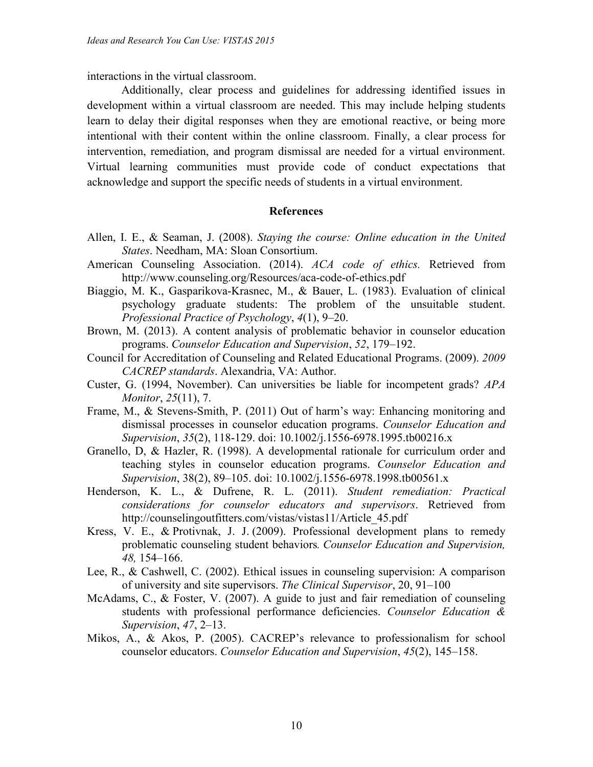interactions in the virtual classroom.

Additionally, clear process and guidelines for addressing identified issues in development within a virtual classroom are needed. This may include helping students learn to delay their digital responses when they are emotional reactive, or being more intentional with their content within the online classroom. Finally, a clear process for intervention, remediation, and program dismissal are needed for a virtual environment. Virtual learning communities must provide code of conduct expectations that acknowledge and support the specific needs of students in a virtual environment.

## References

Allen, I. E., & Seaman, J. (2008). *Staying the course: Online education in the United States*. Needham, MA: Sloan Consortium.

American Counseling Association. (2014). *ACA code of ethics.* Retrieved from http://www.counseling.org/Resources/aca-code-of-ethics.pdf

Biaggio, M. K., Gasparikova-Krasnec, M., & Bauer, L. (1983). Evaluation of clinical psychology graduate students: The problem of the unsuitable student. *Professional Practice of Psychology*, *4*(1), 9–20.

Brown, M. (2013). A content analysis of problematic behavior in counselor education programs. *Counselor Education and Supervision*, *52*, 179–192.

Council for Accreditation of Counseling and Related Educational Programs. (2009). *2009 CACREP standards*. Alexandria, VA: Author.

Custer, G. (1994, November). Can universities be liable for incompetent grads? *APA Monitor*, *25*(11), 7.

Frame, M., & Stevens-Smith, P. (2011) Out of harm's way: Enhancing monitoring and dismissal processes in counselor education programs. *Counselor Education and Supervision*, *35*(2), 118-129. doi: 10.1002/j.1556-6978.1995.tb00216.x

Granello, D, & Hazler, R. (1998). A developmental rationale for curriculum order and teaching styles in counselor education programs. *Counselor Education and Supervision*, 38(2), 89–105. doi: 10.1002/j.1556-6978.1998.tb00561.x

Henderson, K. L., & Dufrene, R. L. (2011). *Student remediation: Practical considerations for counselor educators and supervisors*. Retrieved from http://counselingoutfitters.com/vistas/vistas11/Article_45.pdf

Kress, V. E., & Protivnak, J. J. (2009). Professional development plans to remedy problematic counseling student behaviors*. Counselor Education and Supervision, 48,* 154–166.

Lee, R., & Cashwell, C. (2002). Ethical issues in counseling supervision: A comparison of university and site supervisors. *The Clinical Supervisor*, 20, 91–100

McAdams, C., & Foster, V. (2007). A guide to just and fair remediation of counseling students with professional performance deficiencies. *Counselor Education & Supervision*, *47*, 2–13.

Mikos, A., & Akos, P. (2005). CACREP's relevance to professionalism for school counselor educators. *Counselor Education and Supervision*, *45*(2), 145–158.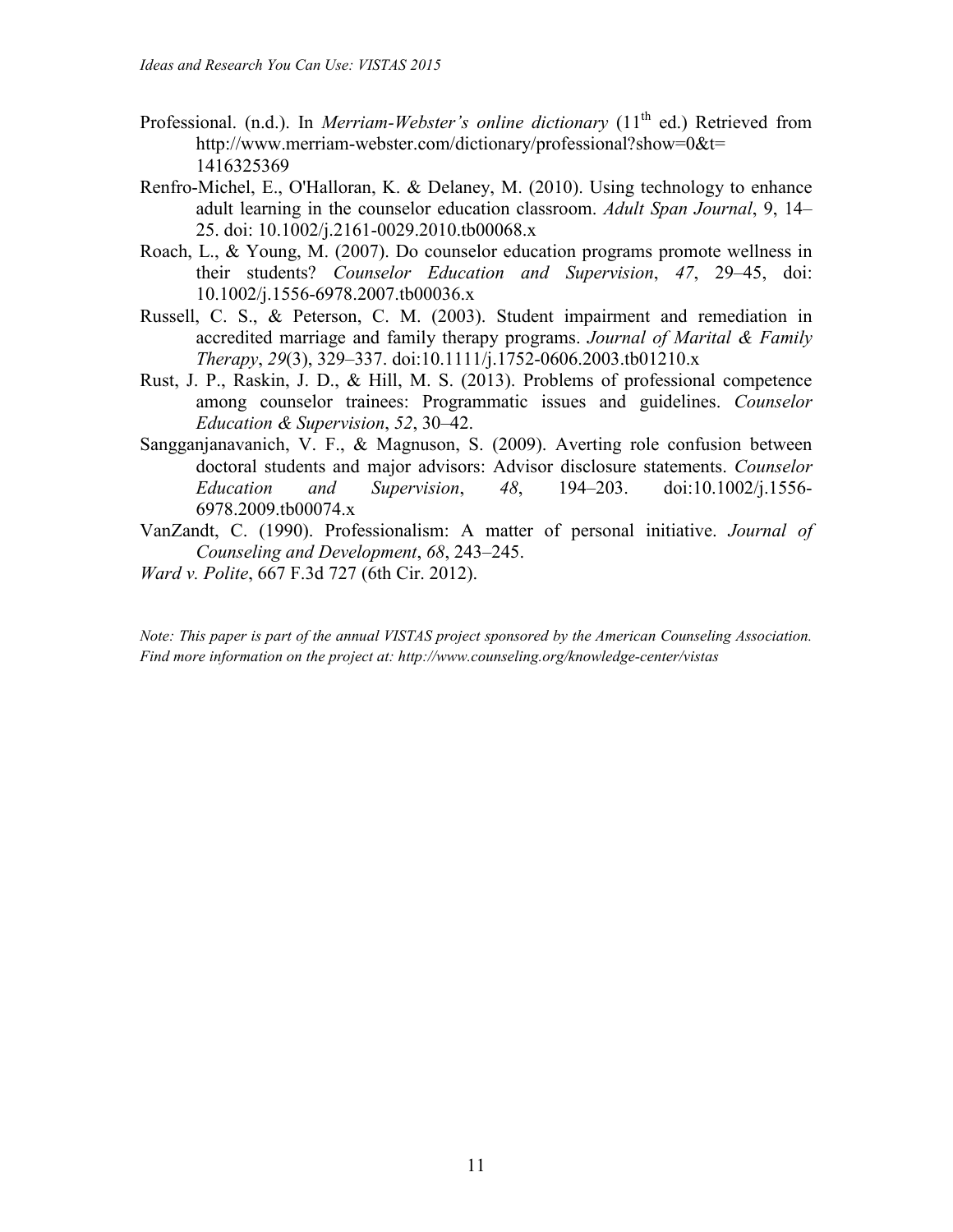Professional. (n.d.). In *Merriam-Webster's online dictionary* (11th ed.) Retrieved from http://www.merriam-webster.com/dictionary/professional?show=0&t=1416325369

Renfro-Michel, E., O'Halloran, K. & Delaney, M. (2010). Using technology to enhance adult learning in the counselor education classroom. *Adult Span Journal*, 9, 14–25. doi: 10.1002/j.2161-0029.2010.tb00068.x

Roach, L., & Young, M. (2007). Do counselor education programs promote wellness in their students? *Counselor Education and Supervision*, *47*, 29–45, doi: 10.1002/j.1556-6978.2007.tb00036.x

Russell, C. S., & Peterson, C. M. (2003). Student impairment and remediation in accredited marriage and family therapy programs. *Journal of Marital & Family Therapy*, *29*(3), 329–337. doi:10.1111/j.1752-0606.2003.tb01210.x

Rust, J. P., Raskin, J. D., & Hill, M. S. (2013). Problems of professional competence among counselor trainees: Programmatic issues and guidelines. *Counselor Education & Supervision*, *52*, 30–42.

Sangganjanavanich, V. F., & Magnuson, S. (2009). Averting role confusion between doctoral students and major advisors: Advisor disclosure statements. *Counselor Education and Supervision*, *48*, 194–203. doi:10.1002/j.1556-6978.2009.tb00074.x

VanZandt, C. (1990). Professionalism: A matter of personal initiative. *Journal of Counseling and Development*, *68*, 243–245.

*Ward v. Polite*, 667 F.3d 727 (6th Cir. 2012).

*Note: This paper is part of the annual VISTAS project sponsored by the American Counseling Association. Find more information on the project at: http://www.counseling.org/knowledge-center/vistas*